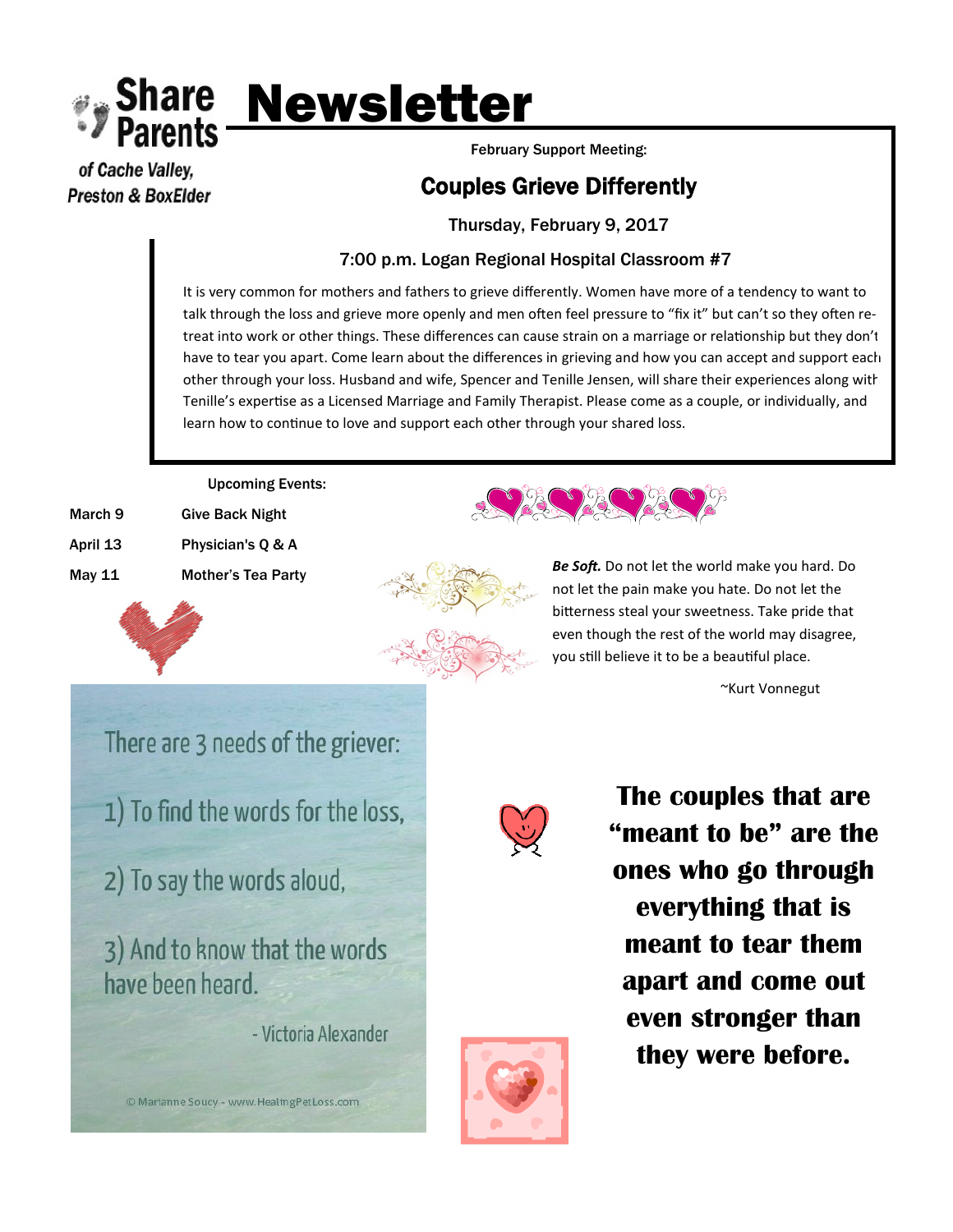# Share Parents Newsletter

of Cache Valley, Preston & BoxElder

February Support Meeting:

## Couples Grieve Differently

Thursday, February 9, 2017

7:00 p.m. Logan Regional Hospital Classroom #7

It is very common for mothers and fathers to grieve differently. Women have more of a tendency to want to talk through the loss and grieve more openly and men often feel pressure to "fix it" but can't so they often retreat into work or other things. These differences can cause strain on a marriage or relationship but they don't have to tear you apart. Come learn about the differences in grieving and how you can accept and support each other through your loss. Husband and wife, Spencer and Tenille Jensen, will share their experiences along with Tenille's expertise as a Licensed Marriage and Family Therapist. Please come as a couple, or individually, and learn how to continue to love and support each other through your shared loss.

**Upcoming Events:**

| | |
|---|---|
| March 9 | Give Back Night |
| April 13 | Physician's Q & A |
| May 11 | Mother's Tea Party |

***Be Soft.*** Do not let the world make you hard. Do not let the pain make you hate. Do not let the bitterness steal your sweetness. Take pride that even though the rest of the world may disagree, you still believe it to be a beautiful place.

~Kurt Vonnegut

There are 3 needs of the griever:

1) To find the words for the loss,

2) To say the words aloud,

3) And to know that the words have been heard.

- Victoria Alexander

© Marianne Soucy - www.HealingPetLoss.com

**The couples that are "meant to be" are the ones who go through everything that is meant to tear them apart and come out even stronger than they were before.**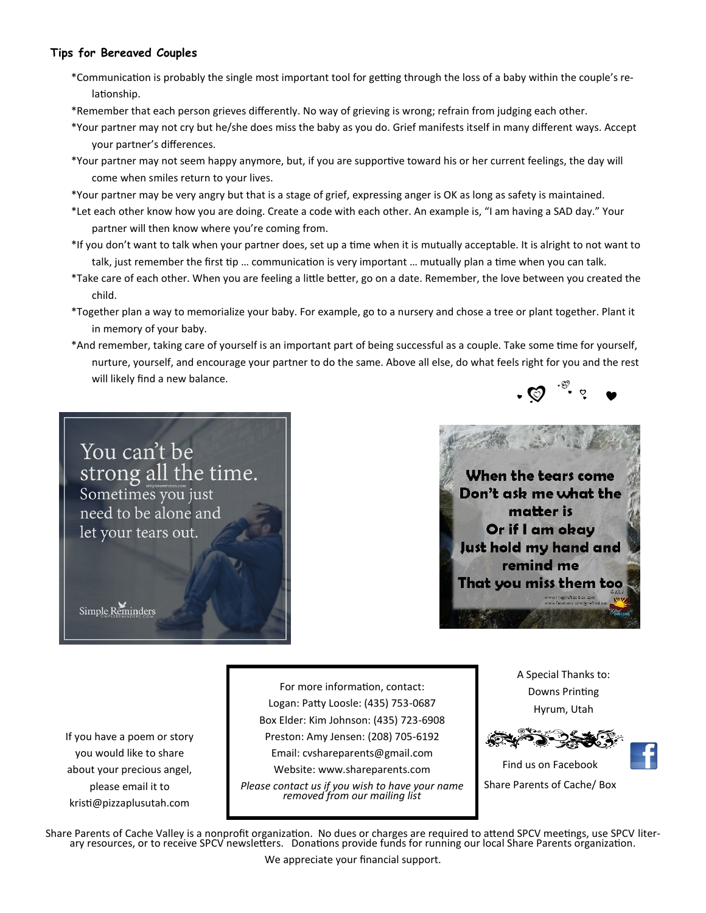**Tips for Bereaved Couples**

*Communication is probably the single most important tool for getting through the loss of a baby within the couple's relationship.

*Remember that each person grieves differently. No way of grieving is wrong; refrain from judging each other.

*Your partner may not cry but he/she does miss the baby as you do. Grief manifests itself in many different ways. Accept your partner's differences.

*Your partner may not seem happy anymore, but, if you are supportive toward his or her current feelings, the day will come when smiles return to your lives.

*Your partner may be very angry but that is a stage of grief, expressing anger is OK as long as safety is maintained.

*Let each other know how you are doing. Create a code with each other. An example is, "I am having a SAD day." Your partner will then know where you're coming from.

*If you don't want to talk when your partner does, set up a time when it is mutually acceptable. It is alright to not want to talk, just remember the first tip … communication is very important … mutually plan a time when you can talk.

*Take care of each other. When you are feeling a little better, go on a date. Remember, the love between you created the child.

*Together plan a way to memorialize your baby. For example, go to a nursery and chose a tree or plant together. Plant it in memory of your baby.

*And remember, taking care of yourself is an important part of being successful as a couple. Take some time for yourself, nurture, yourself, and encourage your partner to do the same. Above all else, do what feels right for you and the rest will likely find a new balance.

You can't be strong all the time. Sometimes you just need to be alone and let your tears out.

Simple Reminders

When the tears come
Don't ask me what the matter is
Or if I am okay
Just hold my hand and remind me
That you miss them too

If you have a poem or story you would like to share about your precious angel, please email it to kristi@pizzaplusutah.com

For more information, contact:
Logan: Patty Loosle: (435) 753-0687
Box Elder: Kim Johnson: (435) 723-6908
Preston: Amy Jensen: (208) 705-6192
Email: cvshareparents@gmail.com
Website: www.shareparents.com
*Please contact us if you wish to have your name removed from our mailing list*

A Special Thanks to:
Downs Printing
Hyrum, Utah

Find us on Facebook
Share Parents of Cache/ Box

Share Parents of Cache Valley is a nonprofit organization. No dues or charges are required to attend SPCV meetings, use SPCV literary resources, or to receive SPCV newsletters. Donations provide funds for running our local Share Parents organization.

We appreciate your financial support.